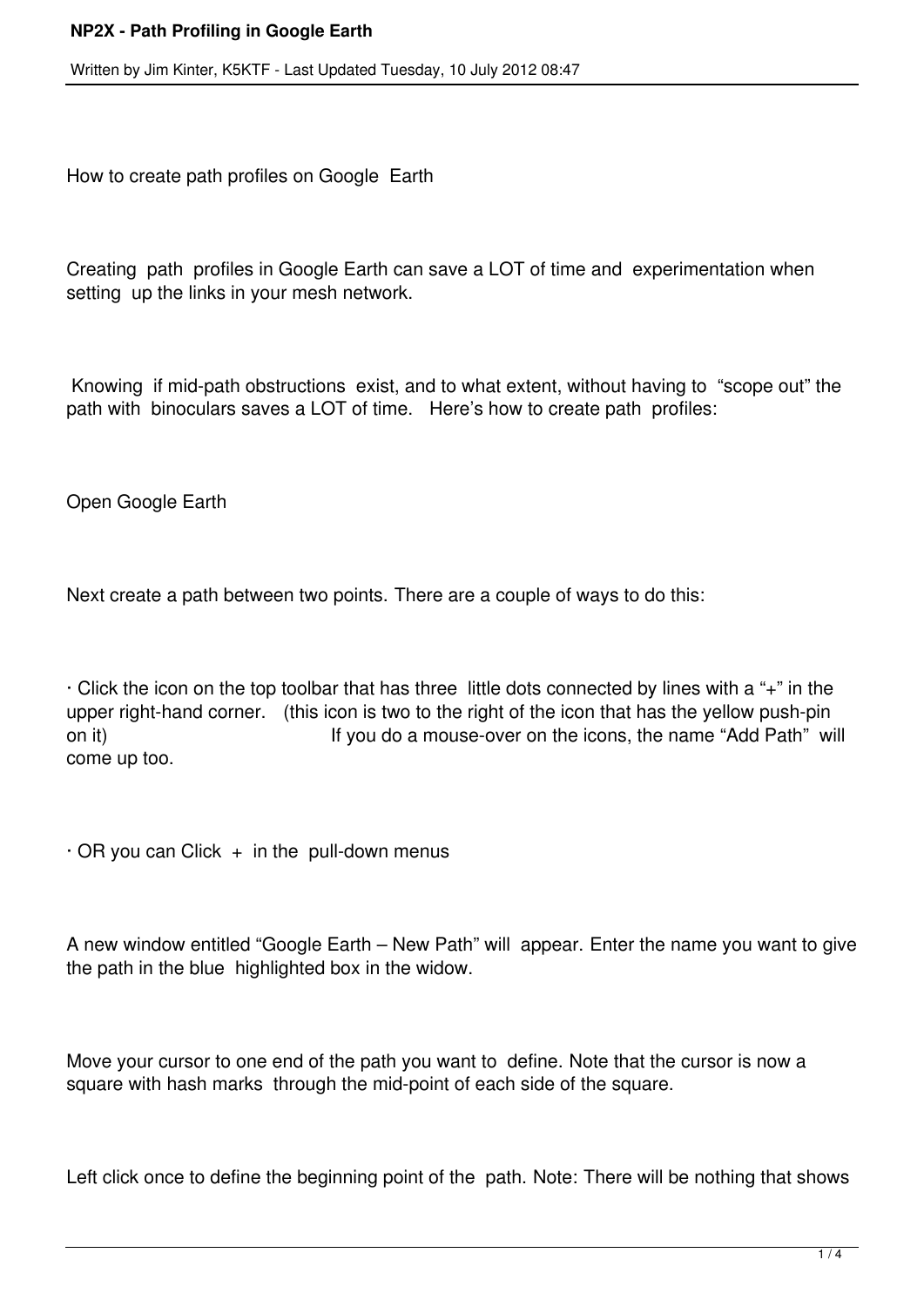# NP2X - Path Profiling in Google Earth

Written by Jim Kinter, K5KTF - Last Updated Tuesday, 10 July 2012 08:47

How to create path profiles on Google Earth

Creating path profiles in Google Earth can save a LOT of time and experimentation when setting up the links in your mesh network.

Knowing if mid-path obstructions exist, and to what extent, without having to "scope out" the path with binoculars saves a LOT of time. Here's how to create path profiles:

Open Google Earth

Next create a path between two points. There are a couple of ways to do this:

- Click the icon on the top toolbar that has three little dots connected by lines with a "+" in the upper right-hand corner. (this icon is two to the right of the icon that has the yellow push-pin on it) If you do a mouse-over on the icons, the name "Add Path" will come up too.

- OR you can Click + in the pull-down menus

A new window entitled "Google Earth – New Path" will appear. Enter the name you want to give the path in the blue highlighted box in the widow.

Move your cursor to one end of the path you want to define. Note that the cursor is now a square with hash marks through the mid-point of each side of the square.

Left click once to define the beginning point of the path. Note: There will be nothing that shows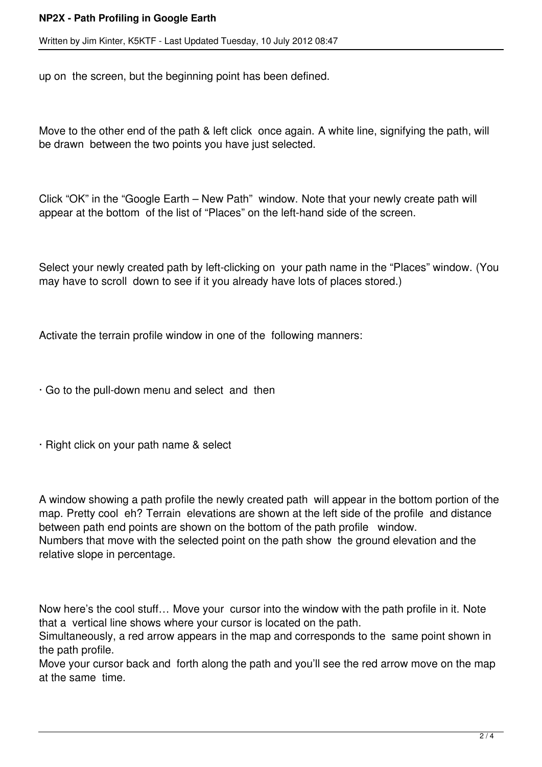up on the screen, but the beginning point has been defined.

Move to the other end of the path & left click once again. A white line, signifying the path, will be drawn between the two points you have just selected.

Click "OK" in the "Google Earth – New Path" window. Note that your newly create path will appear at the bottom of the list of "Places" on the left-hand side of the screen.

Select your newly created path by left-clicking on your path name in the "Places" window. (You may have to scroll down to see if it you already have lots of places stored.)

Activate the terrain profile window in one of the following manners:

· Go to the pull-down menu and select and then

· Right click on your path name & select

A window showing a path profile the newly created path will appear in the bottom portion of the map. Pretty cool eh? Terrain elevations are shown at the left side of the profile and distance between path end points are shown on the bottom of the path profile window.
Numbers that move with the selected point on the path show the ground elevation and the relative slope in percentage.

Now here's the cool stuff… Move your cursor into the window with the path profile in it. Note that a vertical line shows where your cursor is located on the path.
Simultaneously, a red arrow appears in the map and corresponds to the same point shown in the path profile.
Move your cursor back and forth along the path and you'll see the red arrow move on the map at the same time.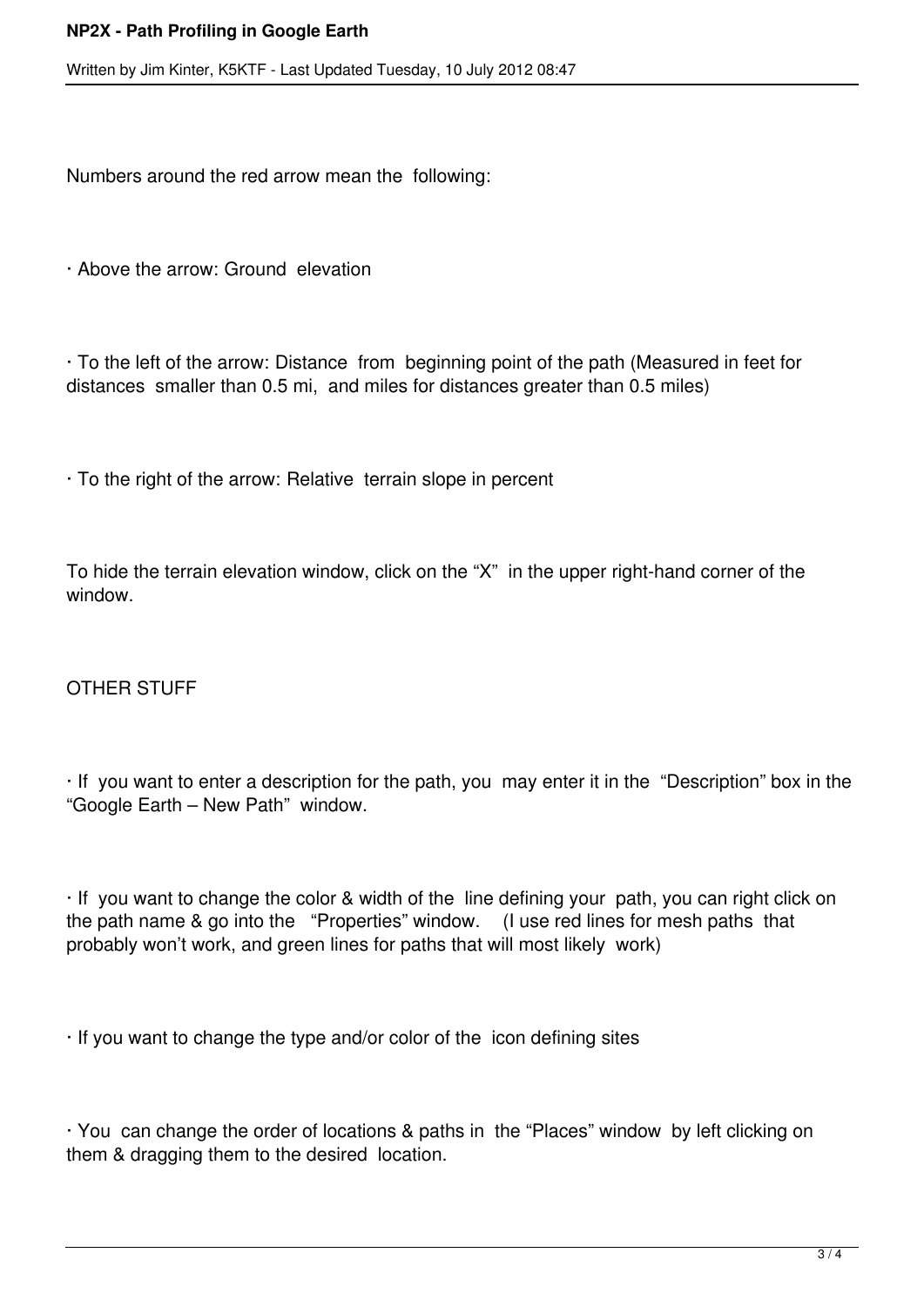Numbers around the red arrow mean the following:

- Above the arrow: Ground elevation

- To the left of the arrow: Distance from beginning point of the path (Measured in feet for distances smaller than 0.5 mi, and miles for distances greater than 0.5 miles)

- To the right of the arrow: Relative terrain slope in percent

To hide the terrain elevation window, click on the “X” in the upper right-hand corner of the window.

OTHER STUFF

- If you want to enter a description for the path, you may enter it in the “Description” box in the “Google Earth – New Path” window.

- If you want to change the color & width of the line defining your path, you can right click on the path name & go into the “Properties” window. (I use red lines for mesh paths that probably won’t work, and green lines for paths that will most likely work)

- If you want to change the type and/or color of the icon defining sites

- You can change the order of locations & paths in the “Places” window by left clicking on them & dragging them to the desired location.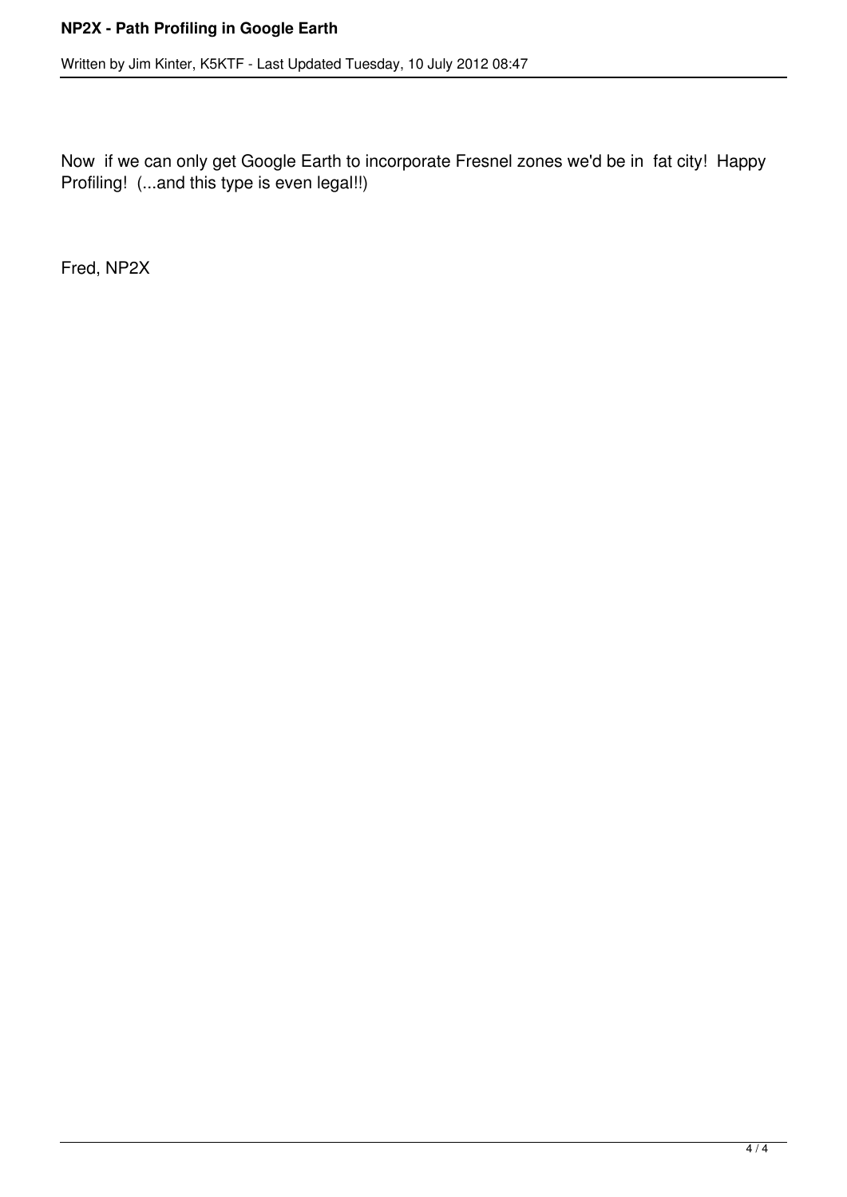Now if we can only get Google Earth to incorporate Fresnel zones we'd be in fat city! Happy Profiling! (...and this type is even legal!!)

Fred, NP2X